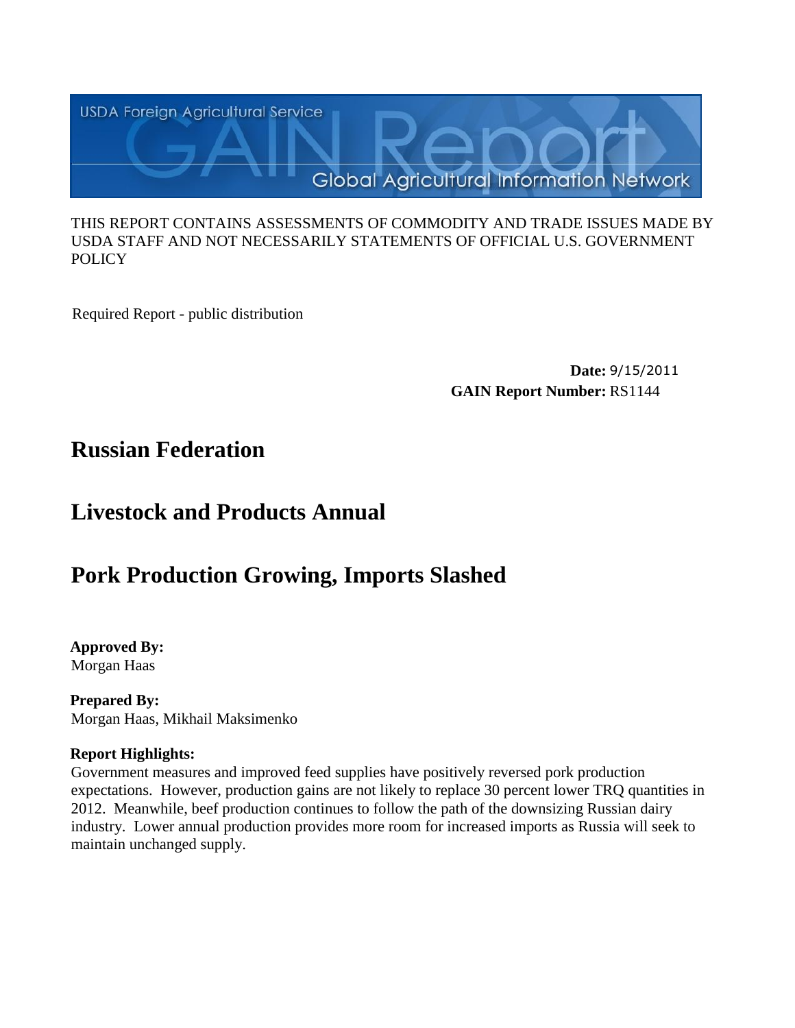USDA Foreign Agricultural Service

# GAIN Report

Global Agricultural Information Network

THIS REPORT CONTAINS ASSESSMENTS OF COMMODITY AND TRADE ISSUES MADE BY USDA STAFF AND NOT NECESSARILY STATEMENTS OF OFFICIAL U.S. GOVERNMENT POLICY

Required Report - public distribution

**Date:** 9/15/2011
**GAIN Report Number:** RS1144

## Russian Federation

## Livestock and Products Annual

## Pork Production Growing, Imports Slashed

**Approved By:**
Morgan Haas

**Prepared By:**
Morgan Haas, Mikhail Maksimenko

**Report Highlights:**
Government measures and improved feed supplies have positively reversed pork production expectations. However, production gains are not likely to replace 30 percent lower TRQ quantities in 2012. Meanwhile, beef production continues to follow the path of the downsizing Russian dairy industry. Lower annual production provides more room for increased imports as Russia will seek to maintain unchanged supply.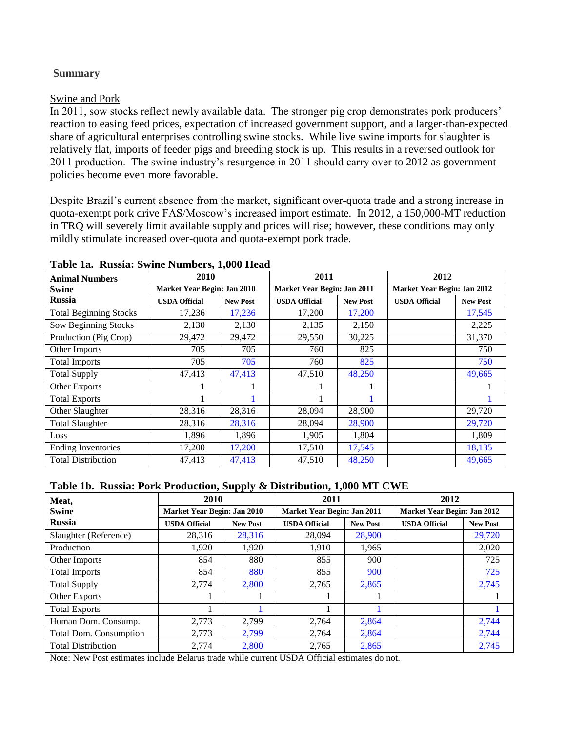**Summary**

Swine and Pork

In 2011, sow stocks reflect newly available data. The stronger pig crop demonstrates pork producers' reaction to easing feed prices, expectation of increased government support, and a larger-than-expected share of agricultural enterprises controlling swine stocks. While live swine imports for slaughter is relatively flat, imports of feeder pigs and breeding stock is up. This results in a reversed outlook for 2011 production. The swine industry's resurgence in 2011 should carry over to 2012 as government policies become even more favorable.

Despite Brazil's current absence from the market, significant over-quota trade and a strong increase in quota-exempt pork drive FAS/Moscow's increased import estimate. In 2012, a 150,000-MT reduction in TRQ will severely limit available supply and prices will rise; however, these conditions may only mildly stimulate increased over-quota and quota-exempt pork trade.

**Table 1a. Russia: Swine Numbers, 1,000 Head**

| Animal Numbers Swine Russia | 2010 | | 2011 | | 2012 | |
|---|---|---|---|---|---|---|
| | Market Year Begin: Jan 2010 | | Market Year Begin: Jan 2011 | | Market Year Begin: Jan 2012 | |
| | USDA Official | New Post | USDA Official | New Post | USDA Official | New Post |
| Total Beginning Stocks | 17,236 | 17,236 | 17,200 | 17,200 | | 17,545 |
| Sow Beginning Stocks | 2,130 | 2,130 | 2,135 | 2,150 | | 2,225 |
| Production (Pig Crop) | 29,472 | 29,472 | 29,550 | 30,225 | | 31,370 |
| Other Imports | 705 | 705 | 760 | 825 | | 750 |
| Total Imports | 705 | 705 | 760 | 825 | | 750 |
| Total Supply | 47,413 | 47,413 | 47,510 | 48,250 | | 49,665 |
| Other Exports | 1 | 1 | 1 | 1 | | 1 |
| Total Exports | 1 | 1 | 1 | 1 | | 1 |
| Other Slaughter | 28,316 | 28,316 | 28,094 | 28,900 | | 29,720 |
| Total Slaughter | 28,316 | 28,316 | 28,094 | 28,900 | | 29,720 |
| Loss | 1,896 | 1,896 | 1,905 | 1,804 | | 1,809 |
| Ending Inventories | 17,200 | 17,200 | 17,510 | 17,545 | | 18,135 |
| Total Distribution | 47,413 | 47,413 | 47,510 | 48,250 | | 49,665 |

**Table 1b. Russia: Pork Production, Supply & Distribution, 1,000 MT CWE**

| Meat, Swine Russia | 2010 | | 2011 | | 2012 | |
|---|---|---|---|---|---|---|
| | Market Year Begin: Jan 2010 | | Market Year Begin: Jan 2011 | | Market Year Begin: Jan 2012 | |
| | USDA Official | New Post | USDA Official | New Post | USDA Official | New Post |
| Slaughter (Reference) | 28,316 | 28,316 | 28,094 | 28,900 | | 29,720 |
| Production | 1,920 | 1,920 | 1,910 | 1,965 | | 2,020 |
| Other Imports | 854 | 880 | 855 | 900 | | 725 |
| Total Imports | 854 | 880 | 855 | 900 | | 725 |
| Total Supply | 2,774 | 2,800 | 2,765 | 2,865 | | 2,745 |
| Other Exports | 1 | 1 | 1 | 1 | | 1 |
| Total Exports | 1 | 1 | 1 | 1 | | 1 |
| Human Dom. Consump. | 2,773 | 2,799 | 2,764 | 2,864 | | 2,744 |
| Total Dom. Consumption | 2,773 | 2,799 | 2,764 | 2,864 | | 2,744 |
| Total Distribution | 2,774 | 2,800 | 2,765 | 2,865 | | 2,745 |

Note: New Post estimates include Belarus trade while current USDA Official estimates do not.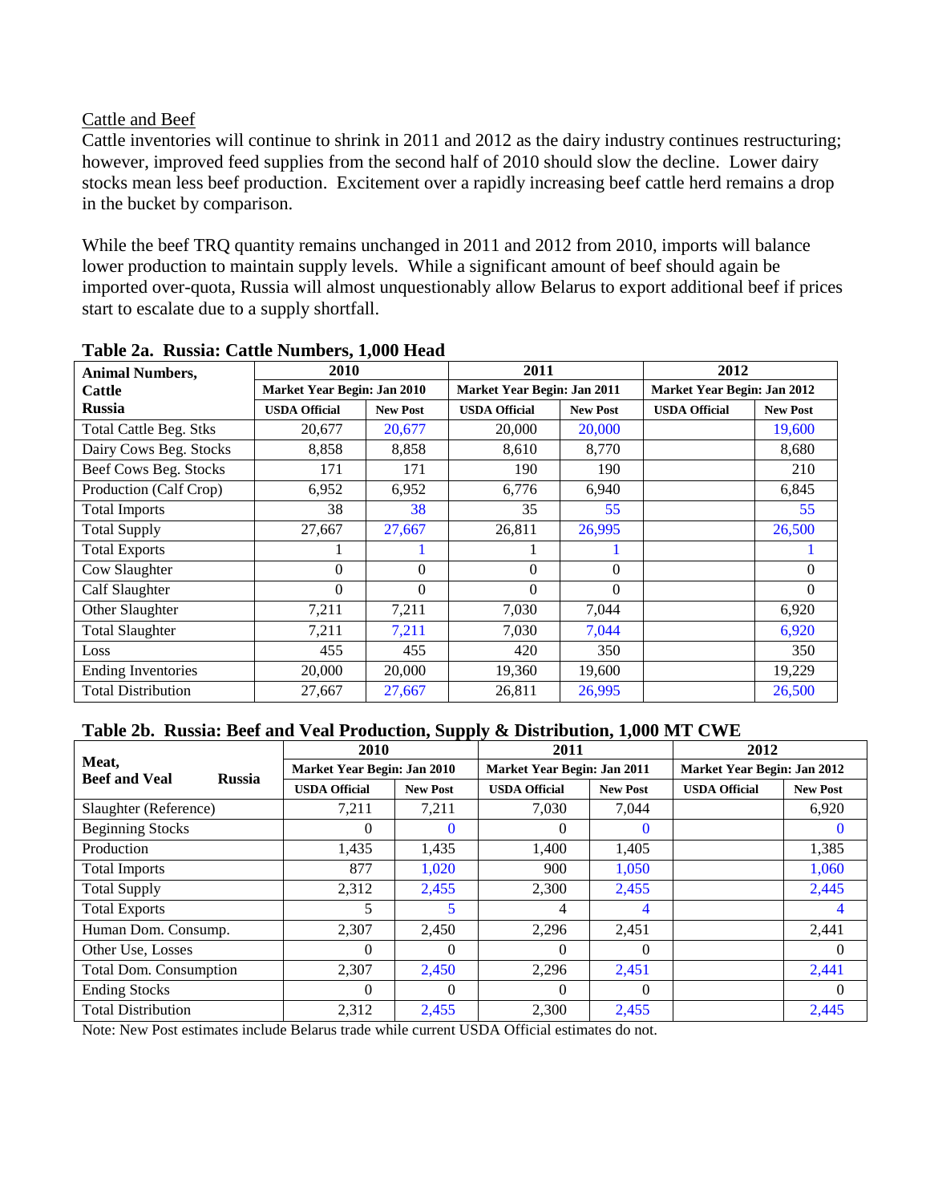Cattle and Beef

Cattle inventories will continue to shrink in 2011 and 2012 as the dairy industry continues restructuring; however, improved feed supplies from the second half of 2010 should slow the decline. Lower dairy stocks mean less beef production. Excitement over a rapidly increasing beef cattle herd remains a drop in the bucket by comparison.

While the beef TRQ quantity remains unchanged in 2011 and 2012 from 2010, imports will balance lower production to maintain supply levels. While a significant amount of beef should again be imported over-quota, Russia will almost unquestionably allow Belarus to export additional beef if prices start to escalate due to a supply shortfall.

**Table 2a. Russia: Cattle Numbers, 1,000 Head**

| Animal Numbers, Cattle Russia | 2010 | | 2011 | | 2012 | |
|---|---|---|---|---|---|---|
| | Market Year Begin: Jan 2010 | | Market Year Begin: Jan 2011 | | Market Year Begin: Jan 2012 | |
| | USDA Official | New Post | USDA Official | New Post | USDA Official | New Post |
| Total Cattle Beg. Stks | 20,677 | 20,677 | 20,000 | 20,000 | | 19,600 |
| Dairy Cows Beg. Stocks | 8,858 | 8,858 | 8,610 | 8,770 | | 8,680 |
| Beef Cows Beg. Stocks | 171 | 171 | 190 | 190 | | 210 |
| Production (Calf Crop) | 6,952 | 6,952 | 6,776 | 6,940 | | 6,845 |
| Total Imports | 38 | 38 | 35 | 55 | | 55 |
| Total Supply | 27,667 | 27,667 | 26,811 | 26,995 | | 26,500 |
| Total Exports | 1 | 1 | 1 | 1 | | 1 |
| Cow Slaughter | 0 | 0 | 0 | 0 | | 0 |
| Calf Slaughter | 0 | 0 | 0 | 0 | | 0 |
| Other Slaughter | 7,211 | 7,211 | 7,030 | 7,044 | | 6,920 |
| Total Slaughter | 7,211 | 7,211 | 7,030 | 7,044 | | 6,920 |
| Loss | 455 | 455 | 420 | 350 | | 350 |
| Ending Inventories | 20,000 | 20,000 | 19,360 | 19,600 | | 19,229 |
| Total Distribution | 27,667 | 27,667 | 26,811 | 26,995 | | 26,500 |

**Table 2b. Russia: Beef and Veal Production, Supply & Distribution, 1,000 MT CWE**

| Meat, Beef and Veal Russia | 2010 | | 2011 | | 2012 | |
|---|---|---|---|---|---|---|
| | Market Year Begin: Jan 2010 | | Market Year Begin: Jan 2011 | | Market Year Begin: Jan 2012 | |
| | USDA Official | New Post | USDA Official | New Post | USDA Official | New Post |
| Slaughter (Reference) | 7,211 | 7,211 | 7,030 | 7,044 | | 6,920 |
| Beginning Stocks | 0 | 0 | 0 | 0 | | 0 |
| Production | 1,435 | 1,435 | 1,400 | 1,405 | | 1,385 |
| Total Imports | 877 | 1,020 | 900 | 1,050 | | 1,060 |
| Total Supply | 2,312 | 2,455 | 2,300 | 2,455 | | 2,445 |
| Total Exports | 5 | 5 | 4 | 4 | | 4 |
| Human Dom. Consump. | 2,307 | 2,450 | 2,296 | 2,451 | | 2,441 |
| Other Use, Losses | 0 | 0 | 0 | 0 | | 0 |
| Total Dom. Consumption | 2,307 | 2,450 | 2,296 | 2,451 | | 2,441 |
| Ending Stocks | 0 | 0 | 0 | 0 | | 0 |
| Total Distribution | 2,312 | 2,455 | 2,300 | 2,455 | | 2,445 |

Note: New Post estimates include Belarus trade while current USDA Official estimates do not.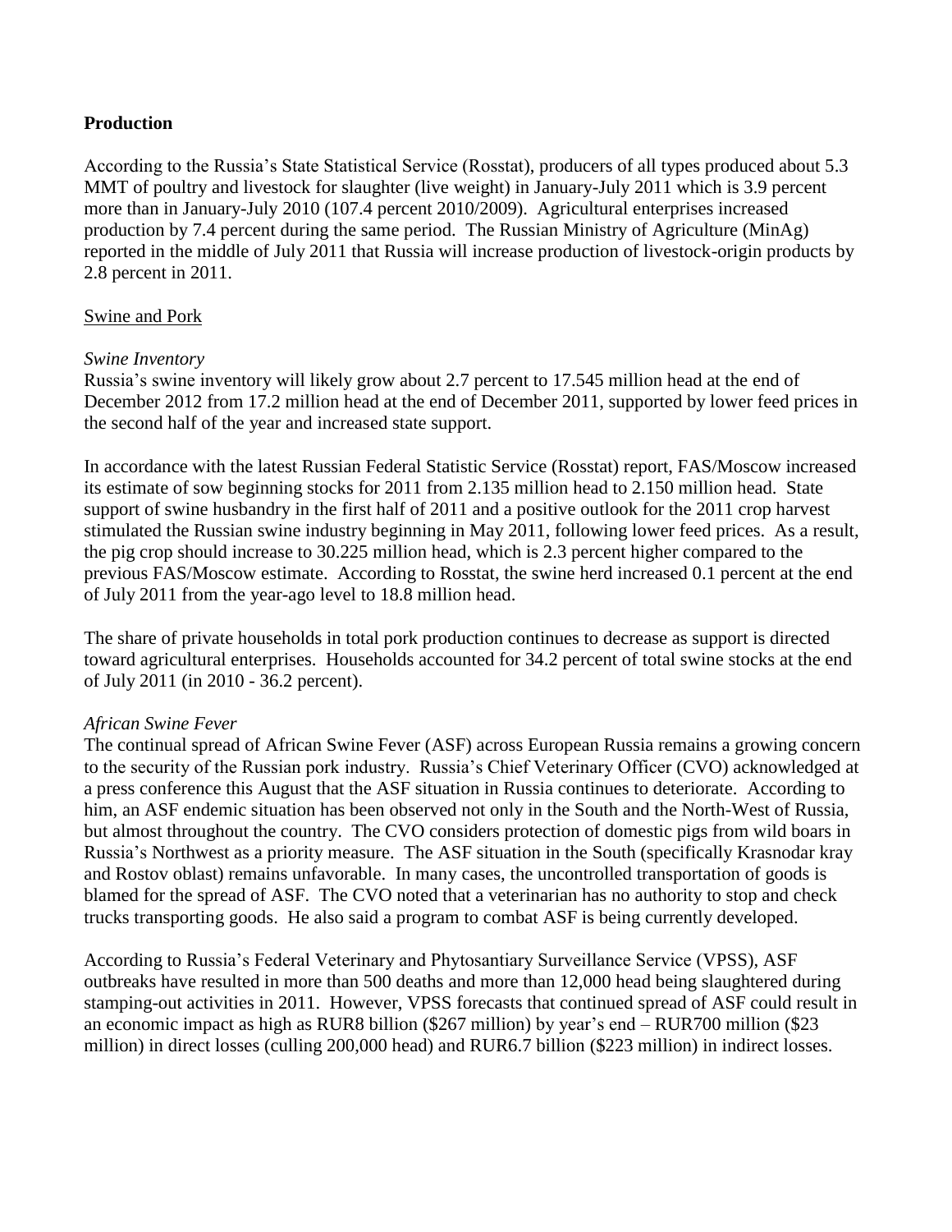## Production

According to the Russia's State Statistical Service (Rosstat), producers of all types produced about 5.3 MMT of poultry and livestock for slaughter (live weight) in January-July 2011 which is 3.9 percent more than in January-July 2010 (107.4 percent 2010/2009). Agricultural enterprises increased production by 7.4 percent during the same period. The Russian Ministry of Agriculture (MinAg) reported in the middle of July 2011 that Russia will increase production of livestock-origin products by 2.8 percent in 2011.

### Swine and Pork

*Swine Inventory*

Russia's swine inventory will likely grow about 2.7 percent to 17.545 million head at the end of December 2012 from 17.2 million head at the end of December 2011, supported by lower feed prices in the second half of the year and increased state support.

In accordance with the latest Russian Federal Statistic Service (Rosstat) report, FAS/Moscow increased its estimate of sow beginning stocks for 2011 from 2.135 million head to 2.150 million head. State support of swine husbandry in the first half of 2011 and a positive outlook for the 2011 crop harvest stimulated the Russian swine industry beginning in May 2011, following lower feed prices. As a result, the pig crop should increase to 30.225 million head, which is 2.3 percent higher compared to the previous FAS/Moscow estimate. According to Rosstat, the swine herd increased 0.1 percent at the end of July 2011 from the year-ago level to 18.8 million head.

The share of private households in total pork production continues to decrease as support is directed toward agricultural enterprises. Households accounted for 34.2 percent of total swine stocks at the end of July 2011 (in 2010 - 36.2 percent).

*African Swine Fever*

The continual spread of African Swine Fever (ASF) across European Russia remains a growing concern to the security of the Russian pork industry. Russia's Chief Veterinary Officer (CVO) acknowledged at a press conference this August that the ASF situation in Russia continues to deteriorate. According to him, an ASF endemic situation has been observed not only in the South and the North-West of Russia, but almost throughout the country. The CVO considers protection of domestic pigs from wild boars in Russia's Northwest as a priority measure. The ASF situation in the South (specifically Krasnodar kray and Rostov oblast) remains unfavorable. In many cases, the uncontrolled transportation of goods is blamed for the spread of ASF. The CVO noted that a veterinarian has no authority to stop and check trucks transporting goods. He also said a program to combat ASF is being currently developed.

According to Russia's Federal Veterinary and Phytosantiary Surveillance Service (VPSS), ASF outbreaks have resulted in more than 500 deaths and more than 12,000 head being slaughtered during stamping-out activities in 2011. However, VPSS forecasts that continued spread of ASF could result in an economic impact as high as RUR8 billion ($267 million) by year's end – RUR700 million ($23 million) in direct losses (culling 200,000 head) and RUR6.7 billion ($223 million) in indirect losses.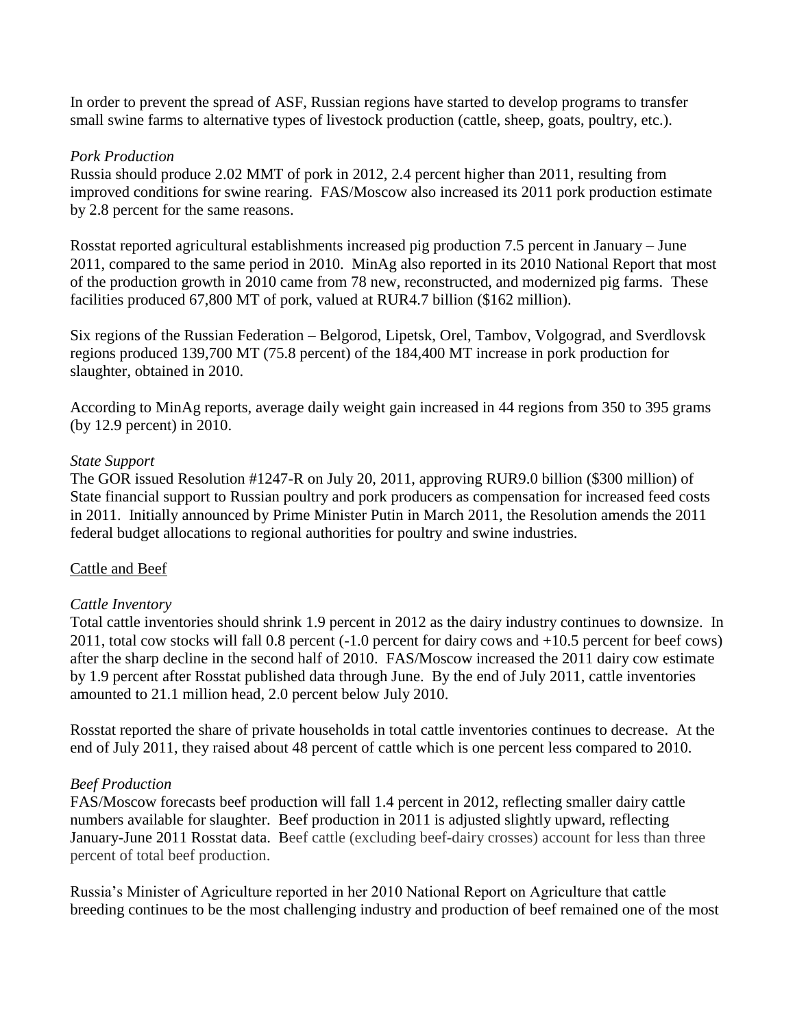In order to prevent the spread of ASF, Russian regions have started to develop programs to transfer small swine farms to alternative types of livestock production (cattle, sheep, goats, poultry, etc.).

*Pork Production*

Russia should produce 2.02 MMT of pork in 2012, 2.4 percent higher than 2011, resulting from improved conditions for swine rearing. FAS/Moscow also increased its 2011 pork production estimate by 2.8 percent for the same reasons.

Rosstat reported agricultural establishments increased pig production 7.5 percent in January – June 2011, compared to the same period in 2010. MinAg also reported in its 2010 National Report that most of the production growth in 2010 came from 78 new, reconstructed, and modernized pig farms. These facilities produced 67,800 MT of pork, valued at RUR4.7 billion ($162 million).

Six regions of the Russian Federation – Belgorod, Lipetsk, Orel, Tambov, Volgograd, and Sverdlovsk regions produced 139,700 MT (75.8 percent) of the 184,400 MT increase in pork production for slaughter, obtained in 2010.

According to MinAg reports, average daily weight gain increased in 44 regions from 350 to 395 grams (by 12.9 percent) in 2010.

*State Support*

The GOR issued Resolution #1247-R on July 20, 2011, approving RUR9.0 billion ($300 million) of State financial support to Russian poultry and pork producers as compensation for increased feed costs in 2011. Initially announced by Prime Minister Putin in March 2011, the Resolution amends the 2011 federal budget allocations to regional authorities for poultry and swine industries.

Cattle and Beef

*Cattle Inventory*

Total cattle inventories should shrink 1.9 percent in 2012 as the dairy industry continues to downsize. In 2011, total cow stocks will fall 0.8 percent (-1.0 percent for dairy cows and +10.5 percent for beef cows) after the sharp decline in the second half of 2010. FAS/Moscow increased the 2011 dairy cow estimate by 1.9 percent after Rosstat published data through June. By the end of July 2011, cattle inventories amounted to 21.1 million head, 2.0 percent below July 2010.

Rosstat reported the share of private households in total cattle inventories continues to decrease. At the end of July 2011, they raised about 48 percent of cattle which is one percent less compared to 2010.

*Beef Production*

FAS/Moscow forecasts beef production will fall 1.4 percent in 2012, reflecting smaller dairy cattle numbers available for slaughter. Beef production in 2011 is adjusted slightly upward, reflecting January-June 2011 Rosstat data. Beef cattle (excluding beef-dairy crosses) account for less than three percent of total beef production.

Russia's Minister of Agriculture reported in her 2010 National Report on Agriculture that cattle breeding continues to be the most challenging industry and production of beef remained one of the most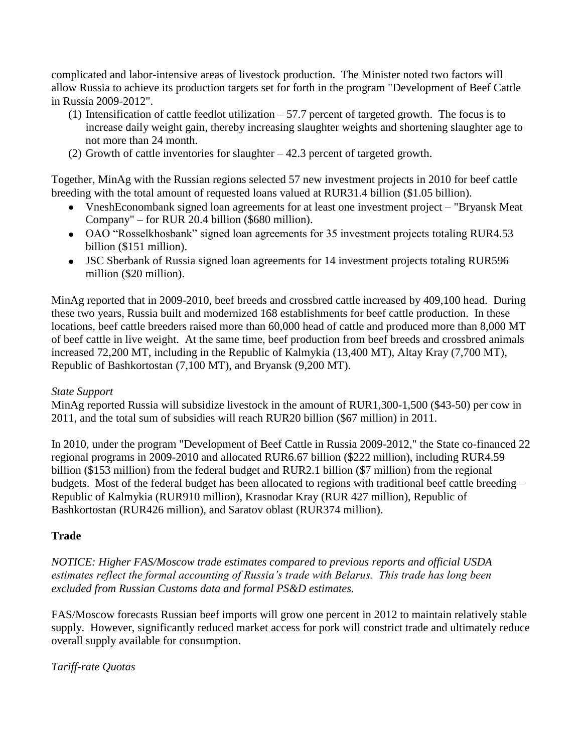complicated and labor-intensive areas of livestock production. The Minister noted two factors will allow Russia to achieve its production targets set for forth in the program "Development of Beef Cattle in Russia 2009-2012".

1. Intensification of cattle feedlot utilization – 57.7 percent of targeted growth. The focus is to increase daily weight gain, thereby increasing slaughter weights and shortening slaughter age to not more than 24 month.
2. Growth of cattle inventories for slaughter – 42.3 percent of targeted growth.

Together, MinAg with the Russian regions selected 57 new investment projects in 2010 for beef cattle breeding with the total amount of requested loans valued at RUR31.4 billion ($1.05 billion).

- VneshEconombank signed loan agreements for at least one investment project – "Bryansk Meat Company" – for RUR 20.4 billion ($680 million).
- OAO "Rosselkhosbank" signed loan agreements for 35 investment projects totaling RUR4.53 billion ($151 million).
- JSC Sberbank of Russia signed loan agreements for 14 investment projects totaling RUR596 million ($20 million).

MinAg reported that in 2009-2010, beef breeds and crossbred cattle increased by 409,100 head. During these two years, Russia built and modernized 168 establishments for beef cattle production. In these locations, beef cattle breeders raised more than 60,000 head of cattle and produced more than 8,000 MT of beef cattle in live weight. At the same time, beef production from beef breeds and crossbred animals increased 72,200 MT, including in the Republic of Kalmykia (13,400 MT), Altay Kray (7,700 MT), Republic of Bashkortostan (7,100 MT), and Bryansk (9,200 MT).

*State Support*

MinAg reported Russia will subsidize livestock in the amount of RUR1,300-1,500 ($43-50) per cow in 2011, and the total sum of subsidies will reach RUR20 billion ($67 million) in 2011.

In 2010, under the program "Development of Beef Cattle in Russia 2009-2012," the State co-financed 22 regional programs in 2009-2010 and allocated RUR6.67 billion ($222 million), including RUR4.59 billion ($153 million) from the federal budget and RUR2.1 billion ($7 million) from the regional budgets. Most of the federal budget has been allocated to regions with traditional beef cattle breeding – Republic of Kalmykia (RUR910 million), Krasnodar Kray (RUR 427 million), Republic of Bashkortostan (RUR426 million), and Saratov oblast (RUR374 million).

## Trade

*NOTICE: Higher FAS/Moscow trade estimates compared to previous reports and official USDA estimates reflect the formal accounting of Russia's trade with Belarus. This trade has long been excluded from Russian Customs data and formal PS&D estimates.*

FAS/Moscow forecasts Russian beef imports will grow one percent in 2012 to maintain relatively stable supply. However, significantly reduced market access for pork will constrict trade and ultimately reduce overall supply available for consumption.

*Tariff-rate Quotas*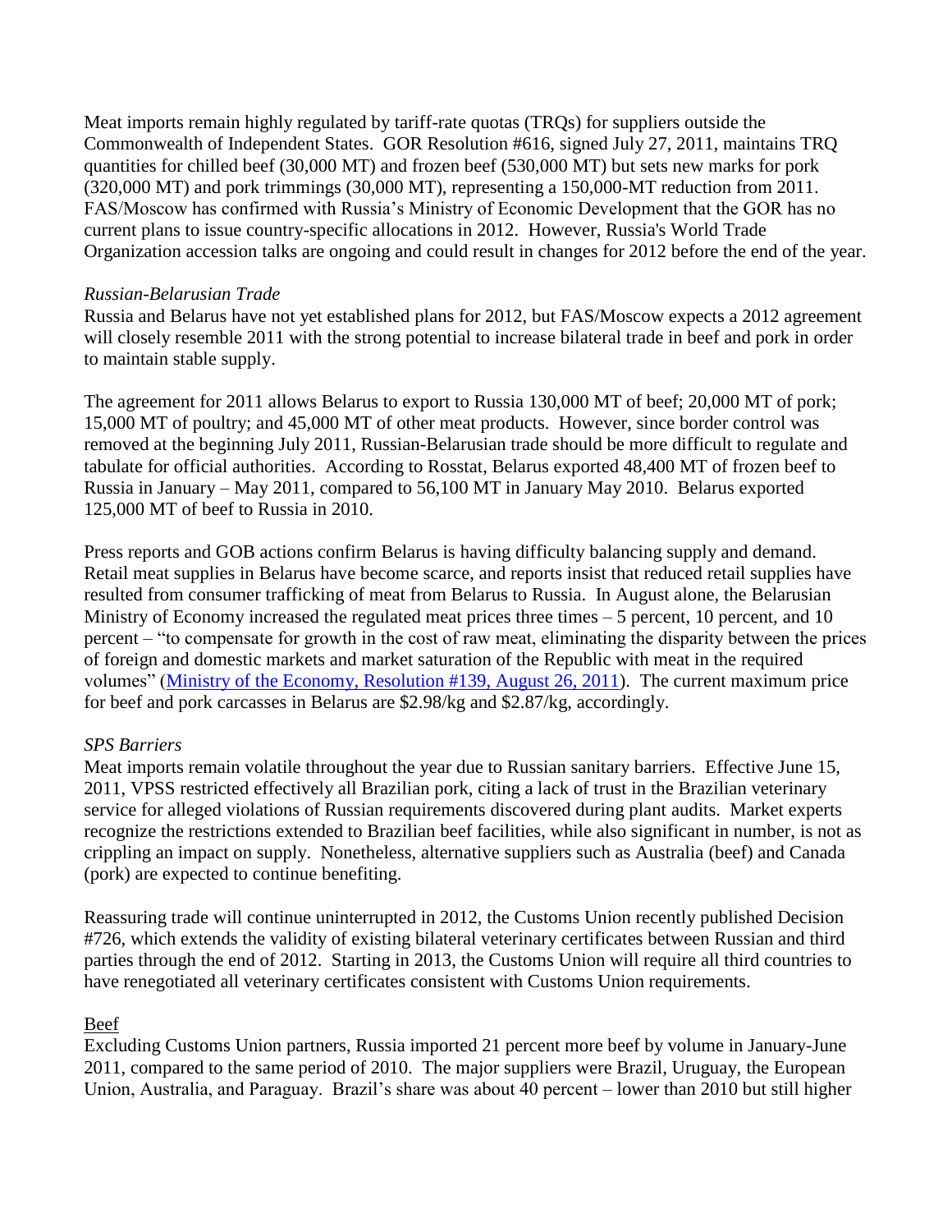Meat imports remain highly regulated by tariff-rate quotas (TRQs) for suppliers outside the Commonwealth of Independent States. GOR Resolution #616, signed July 27, 2011, maintains TRQ quantities for chilled beef (30,000 MT) and frozen beef (530,000 MT) but sets new marks for pork (320,000 MT) and pork trimmings (30,000 MT), representing a 150,000-MT reduction from 2011. FAS/Moscow has confirmed with Russia's Ministry of Economic Development that the GOR has no current plans to issue country-specific allocations in 2012. However, Russia's World Trade Organization accession talks are ongoing and could result in changes for 2012 before the end of the year.

*Russian-Belarusian Trade*

Russia and Belarus have not yet established plans for 2012, but FAS/Moscow expects a 2012 agreement will closely resemble 2011 with the strong potential to increase bilateral trade in beef and pork in order to maintain stable supply.

The agreement for 2011 allows Belarus to export to Russia 130,000 MT of beef; 20,000 MT of pork; 15,000 MT of poultry; and 45,000 MT of other meat products. However, since border control was removed at the beginning July 2011, Russian-Belarusian trade should be more difficult to regulate and tabulate for official authorities. According to Rosstat, Belarus exported 48,400 MT of frozen beef to Russia in January – May 2011, compared to 56,100 MT in January May 2010. Belarus exported 125,000 MT of beef to Russia in 2010.

Press reports and GOB actions confirm Belarus is having difficulty balancing supply and demand. Retail meat supplies in Belarus have become scarce, and reports insist that reduced retail supplies have resulted from consumer trafficking of meat from Belarus to Russia. In August alone, the Belarusian Ministry of Economy increased the regulated meat prices three times – 5 percent, 10 percent, and 10 percent – "to compensate for growth in the cost of raw meat, eliminating the disparity between the prices of foreign and domestic markets and market saturation of the Republic with meat in the required volumes" ([Ministry of the Economy, Resolution #139, August 26, 2011]). The current maximum price for beef and pork carcasses in Belarus are $2.98/kg and $2.87/kg, accordingly.

*SPS Barriers*

Meat imports remain volatile throughout the year due to Russian sanitary barriers. Effective June 15, 2011, VPSS restricted effectively all Brazilian pork, citing a lack of trust in the Brazilian veterinary service for alleged violations of Russian requirements discovered during plant audits. Market experts recognize the restrictions extended to Brazilian beef facilities, while also significant in number, is not as crippling an impact on supply. Nonetheless, alternative suppliers such as Australia (beef) and Canada (pork) are expected to continue benefiting.

Reassuring trade will continue uninterrupted in 2012, the Customs Union recently published Decision #726, which extends the validity of existing bilateral veterinary certificates between Russian and third parties through the end of 2012. Starting in 2013, the Customs Union will require all third countries to have renegotiated all veterinary certificates consistent with Customs Union requirements.

Beef

Excluding Customs Union partners, Russia imported 21 percent more beef by volume in January-June 2011, compared to the same period of 2010. The major suppliers were Brazil, Uruguay, the European Union, Australia, and Paraguay. Brazil's share was about 40 percent – lower than 2010 but still higher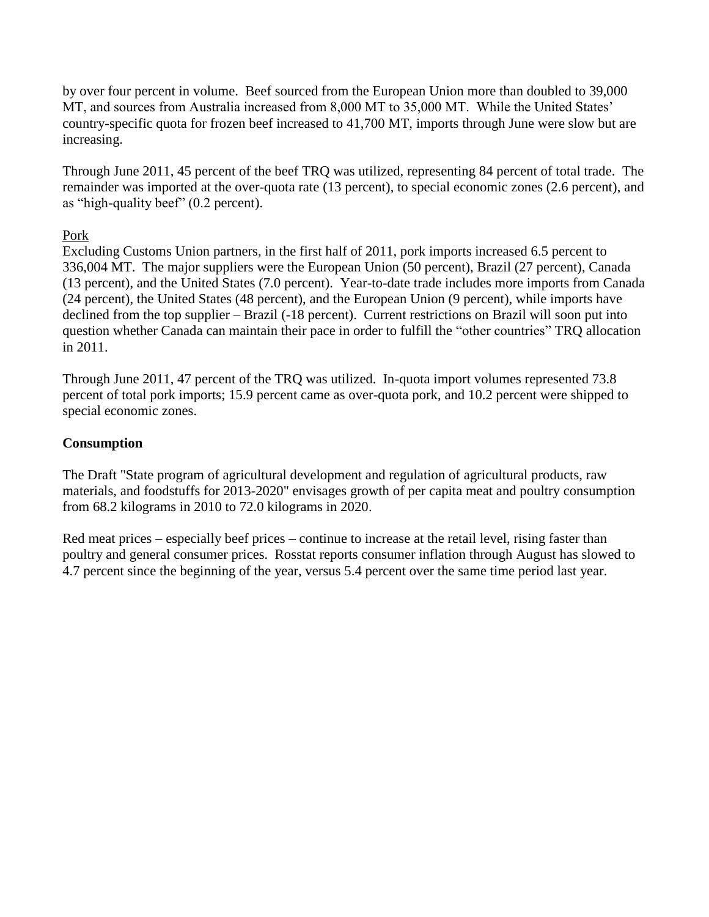by over four percent in volume. Beef sourced from the European Union more than doubled to 39,000 MT, and sources from Australia increased from 8,000 MT to 35,000 MT. While the United States' country-specific quota for frozen beef increased to 41,700 MT, imports through June were slow but are increasing.

Through June 2011, 45 percent of the beef TRQ was utilized, representing 84 percent of total trade. The remainder was imported at the over-quota rate (13 percent), to special economic zones (2.6 percent), and as "high-quality beef" (0.2 percent).

Pork

Excluding Customs Union partners, in the first half of 2011, pork imports increased 6.5 percent to 336,004 MT. The major suppliers were the European Union (50 percent), Brazil (27 percent), Canada (13 percent), and the United States (7.0 percent). Year-to-date trade includes more imports from Canada (24 percent), the United States (48 percent), and the European Union (9 percent), while imports have declined from the top supplier – Brazil (-18 percent). Current restrictions on Brazil will soon put into question whether Canada can maintain their pace in order to fulfill the "other countries" TRQ allocation in 2011.

Through June 2011, 47 percent of the TRQ was utilized. In-quota import volumes represented 73.8 percent of total pork imports; 15.9 percent came as over-quota pork, and 10.2 percent were shipped to special economic zones.

**Consumption**

The Draft "State program of agricultural development and regulation of agricultural products, raw materials, and foodstuffs for 2013-2020" envisages growth of per capita meat and poultry consumption from 68.2 kilograms in 2010 to 72.0 kilograms in 2020.

Red meat prices – especially beef prices – continue to increase at the retail level, rising faster than poultry and general consumer prices. Rosstat reports consumer inflation through August has slowed to 4.7 percent since the beginning of the year, versus 5.4 percent over the same time period last year.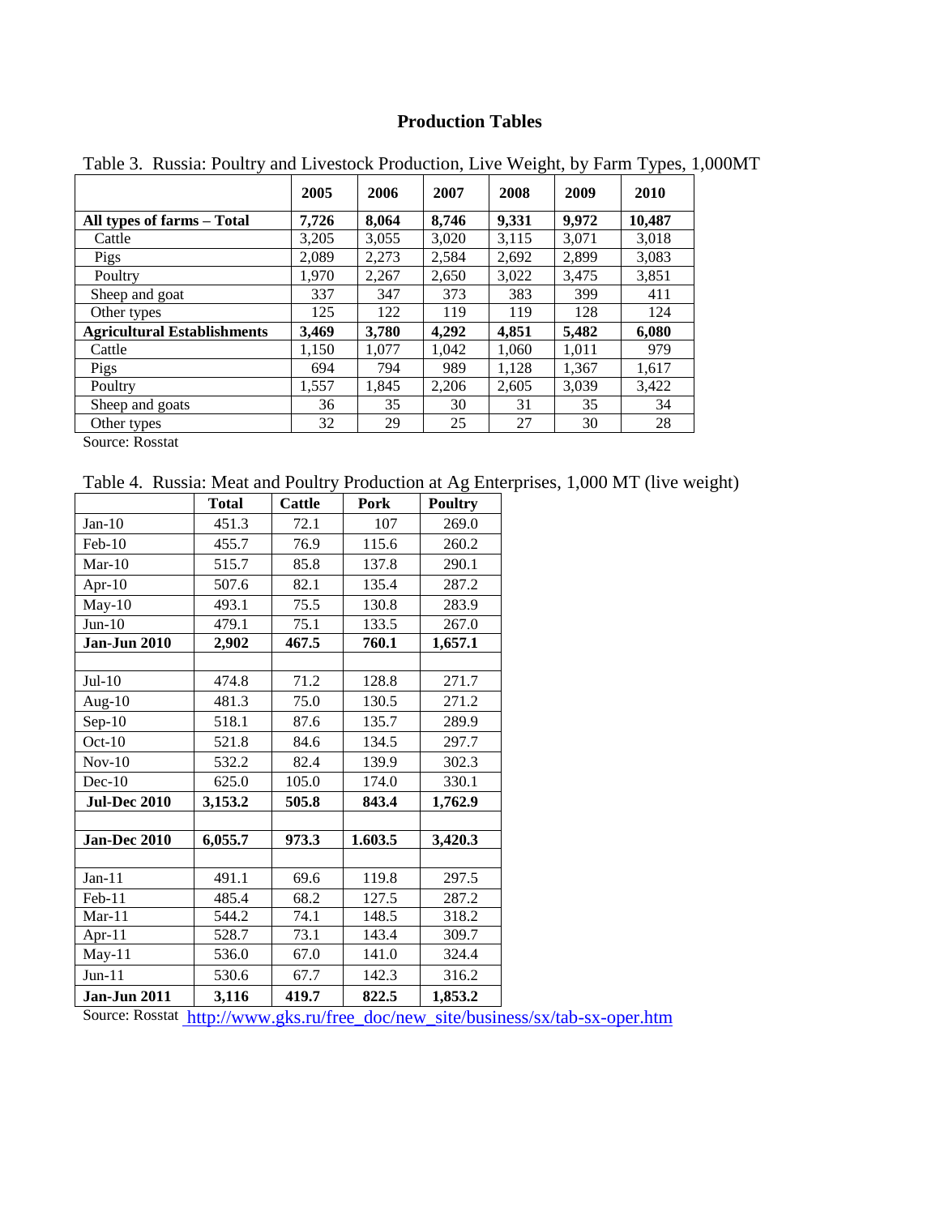# Production Tables

Table 3. Russia: Poultry and Livestock Production, Live Weight, by Farm Types, 1,000MT

| | 2005 | 2006 | 2007 | 2008 | 2009 | 2010 |
|---|---|---|---|---|---|---|
| **All types of farms – Total** | **7,726** | **8,064** | **8,746** | **9,331** | **9,972** | **10,487** |
| Cattle | 3,205 | 3,055 | 3,020 | 3,115 | 3,071 | 3,018 |
| Pigs | 2,089 | 2,273 | 2,584 | 2,692 | 2,899 | 3,083 |
| Poultry | 1,970 | 2,267 | 2,650 | 3,022 | 3,475 | 3,851 |
| Sheep and goat | 337 | 347 | 373 | 383 | 399 | 411 |
| Other types | 125 | 122 | 119 | 119 | 128 | 124 |
| **Agricultural Establishments** | **3,469** | **3,780** | **4,292** | **4,851** | **5,482** | **6,080** |
| Cattle | 1,150 | 1,077 | 1,042 | 1,060 | 1,011 | 979 |
| Pigs | 694 | 794 | 989 | 1,128 | 1,367 | 1,617 |
| Poultry | 1,557 | 1,845 | 2,206 | 2,605 | 3,039 | 3,422 |
| Sheep and goats | 36 | 35 | 30 | 31 | 35 | 34 |
| Other types | 32 | 29 | 25 | 27 | 30 | 28 |

Source: Rosstat

Table 4. Russia: Meat and Poultry Production at Ag Enterprises, 1,000 MT (live weight)

| | Total | Cattle | Pork | Poultry |
|---|---|---|---|---|
| Jan-10 | 451.3 | 72.1 | 107 | 269.0 |
| Feb-10 | 455.7 | 76.9 | 115.6 | 260.2 |
| Mar-10 | 515.7 | 85.8 | 137.8 | 290.1 |
| Apr-10 | 507.6 | 82.1 | 135.4 | 287.2 |
| May-10 | 493.1 | 75.5 | 130.8 | 283.9 |
| Jun-10 | 479.1 | 75.1 | 133.5 | 267.0 |
| **Jan-Jun 2010** | **2,902** | **467.5** | **760.1** | **1,657.1** |
| | | | | |
| Jul-10 | 474.8 | 71.2 | 128.8 | 271.7 |
| Aug-10 | 481.3 | 75.0 | 130.5 | 271.2 |
| Sep-10 | 518.1 | 87.6 | 135.7 | 289.9 |
| Oct-10 | 521.8 | 84.6 | 134.5 | 297.7 |
| Nov-10 | 532.2 | 82.4 | 139.9 | 302.3 |
| Dec-10 | 625.0 | 105.0 | 174.0 | 330.1 |
| **Jul-Dec 2010** | **3,153.2** | **505.8** | **843.4** | **1,762.9** |
| | | | | |
| **Jan-Dec 2010** | **6,055.7** | **973.3** | **1.603.5** | **3,420.3** |
| | | | | |
| Jan-11 | 491.1 | 69.6 | 119.8 | 297.5 |
| Feb-11 | 485.4 | 68.2 | 127.5 | 287.2 |
| Mar-11 | 544.2 | 74.1 | 148.5 | 318.2 |
| Apr-11 | 528.7 | 73.1 | 143.4 | 309.7 |
| May-11 | 536.0 | 67.0 | 141.0 | 324.4 |
| Jun-11 | 530.6 | 67.7 | 142.3 | 316.2 |
| **Jan-Jun 2011** | **3,116** | **419.7** | **822.5** | **1,853.2** |

Source: Rosstat http://www.gks.ru/free_doc/new_site/business/sx/tab-sx-oper.htm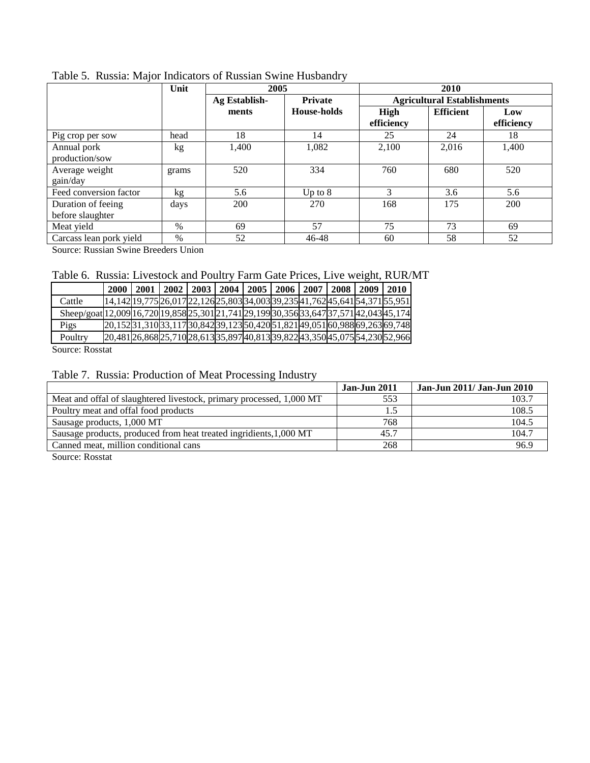Table 5. Russia: Major Indicators of Russian Swine Husbandry

| | Unit | 2005 | | 2010 | | |
|---|---|---|---|---|---|---|
| | | Ag Establish-ments | Private House-holds | Agricultural Establishments | | |
| | | | | High efficiency | Efficient | Low efficiency |
| Pig crop per sow | head | 18 | 14 | 25 | 24 | 18 |
| Annual pork production/sow | kg | 1,400 | 1,082 | 2,100 | 2,016 | 1,400 |
| Average weight gain/day | grams | 520 | 334 | 760 | 680 | 520 |
| Feed conversion factor | kg | 5.6 | Up to 8 | 3 | 3.6 | 5.6 |
| Duration of feeing before slaughter | days | 200 | 270 | 168 | 175 | 200 |
| Meat yield | % | 69 | 57 | 75 | 73 | 69 |
| Carcass lean pork yield | % | 52 | 46-48 | 60 | 58 | 52 |

Source: Russian Swine Breeders Union

Table 6. Russia: Livestock and Poultry Farm Gate Prices, Live weight, RUR/MT

| | 2000 | 2001 | 2002 | 2003 | 2004 | 2005 | 2006 | 2007 | 2008 | 2009 | 2010 |
|---|---|---|---|---|---|---|---|---|---|---|---|
| Cattle | 14,142 | 19,775 | 26,017 | 22,126 | 25,803 | 34,003 | 39,235 | 41,762 | 45,641 | 54,371 | 55,951 |
| Sheep/goat | 12,009 | 16,720 | 19,858 | 25,301 | 21,741 | 29,199 | 30,356 | 33,647 | 37,571 | 42,043 | 45,174 |
| Pigs | 20,152 | 31,310 | 33,117 | 30,842 | 39,123 | 50,420 | 51,821 | 49,051 | 60,988 | 69,263 | 69,748 |
| Poultry | 20,481 | 26,868 | 25,710 | 28,613 | 35,897 | 40,813 | 39,822 | 43,350 | 45,075 | 54,230 | 52,966 |

Source: Rosstat

Table 7. Russia: Production of Meat Processing Industry

| | Jan-Jun 2011 | Jan-Jun 2011/ Jan-Jun 2010 |
|---|---|---|
| Meat and offal of slaughtered livestock, primary processed, 1,000 MT | 553 | 103.7 |
| Poultry meat and offal food products | 1.5 | 108.5 |
| Sausage products, 1,000 MT | 768 | 104.5 |
| Sausage products, produced from heat treated ingridients,1,000 MT | 45.7 | 104.7 |
| Canned meat, million conditional cans | 268 | 96.9 |

Source: Rosstat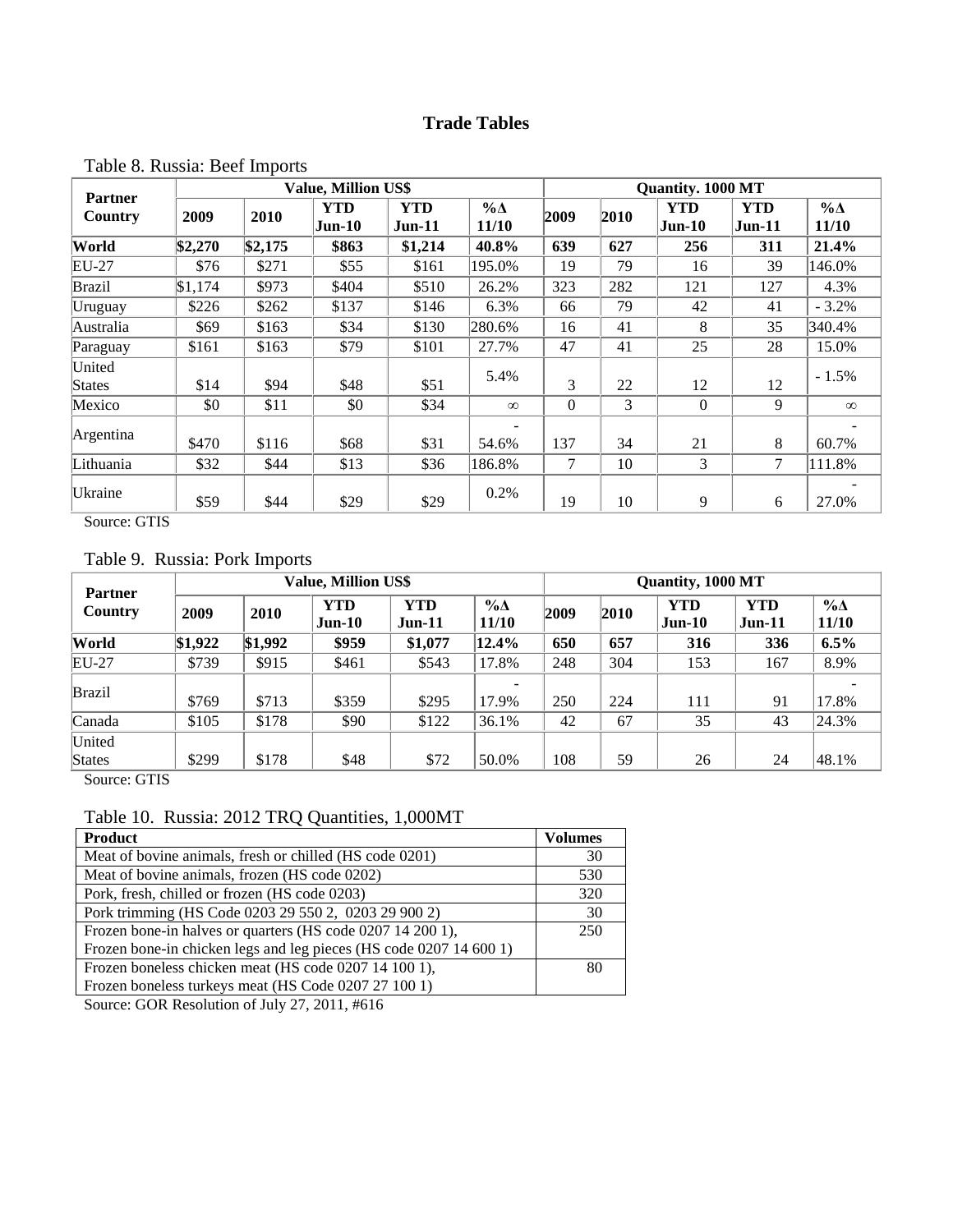# Trade Tables

Table 8. Russia: Beef Imports

| Partner Country | Value, Million US$ | | | | | Quantity. 1000 MT | | | | |
|---|---|---|---|---|---|---|---|---|---|---|
| | 2009 | 2010 | YTD Jun-10 | YTD Jun-11 | %Δ 11/10 | 2009 | 2010 | YTD Jun-10 | YTD Jun-11 | %Δ 11/10 |
| **World** | **$2,270** | **$2,175** | **$863** | **$1,214** | **40.8%** | **639** | **627** | **256** | **311** | **21.4%** |
| EU-27 | $76 | $271 | $55 | $161 | 195.0% | 19 | 79 | 16 | 39 | 146.0% |
| Brazil | $1,174 | $973 | $404 | $510 | 26.2% | 323 | 282 | 121 | 127 | 4.3% |
| Uruguay | $226 | $262 | $137 | $146 | 6.3% | 66 | 79 | 42 | 41 | - 3.2% |
| Australia | $69 | $163 | $34 | $130 | 280.6% | 16 | 41 | 8 | 35 | 340.4% |
| Paraguay | $161 | $163 | $79 | $101 | 27.7% | 47 | 41 | 25 | 28 | 15.0% |
| United States | $14 | $94 | $48 | $51 | 5.4% | 3 | 22 | 12 | 12 | - 1.5% |
| Mexico | $0 | $11 | $0 | $34 | ∞ | 0 | 3 | 0 | 9 | ∞ |
| Argentina | $470 | $116 | $68 | $31 | - 54.6% | 137 | 34 | 21 | 8 | - 60.7% |
| Lithuania | $32 | $44 | $13 | $36 | 186.8% | 7 | 10 | 3 | 7 | 111.8% |
| Ukraine | $59 | $44 | $29 | $29 | 0.2% | 19 | 10 | 9 | 6 | - 27.0% |

Source: GTIS

Table 9. Russia: Pork Imports

| Partner Country | Value, Million US$ | | | | | Quantity, 1000 MT | | | | |
|---|---|---|---|---|---|---|---|---|---|---|
| | 2009 | 2010 | YTD Jun-10 | YTD Jun-11 | %Δ 11/10 | 2009 | 2010 | YTD Jun-10 | YTD Jun-11 | %Δ 11/10 |
| **World** | **$1,922** | **$1,992** | **$959** | **$1,077** | **12.4%** | **650** | **657** | **316** | **336** | **6.5%** |
| EU-27 | $739 | $915 | $461 | $543 | 17.8% | 248 | 304 | 153 | 167 | 8.9% |
| Brazil | $769 | $713 | $359 | $295 | - 17.9% | 250 | 224 | 111 | 91 | - 17.8% |
| Canada | $105 | $178 | $90 | $122 | 36.1% | 42 | 67 | 35 | 43 | 24.3% |
| United States | $299 | $178 | $48 | $72 | 50.0% | 108 | 59 | 26 | 24 | 48.1% |

Source: GTIS

Table 10. Russia: 2012 TRQ Quantities, 1,000MT

| Product | Volumes |
|---|---|
| Meat of bovine animals, fresh or chilled (HS code 0201) | 30 |
| Meat of bovine animals, frozen (HS code 0202) | 530 |
| Pork, fresh, chilled or frozen (HS code 0203) | 320 |
| Pork trimming (HS Code 0203 29 550 2, 0203 29 900 2) | 30 |
| Frozen bone-in halves or quarters (HS code 0207 14 200 1), Frozen bone-in chicken legs and leg pieces (HS code 0207 14 600 1) | 250 |
| Frozen boneless chicken meat (HS code 0207 14 100 1), Frozen boneless turkeys meat (HS Code 0207 27 100 1) | 80 |

Source: GOR Resolution of July 27, 2011, #616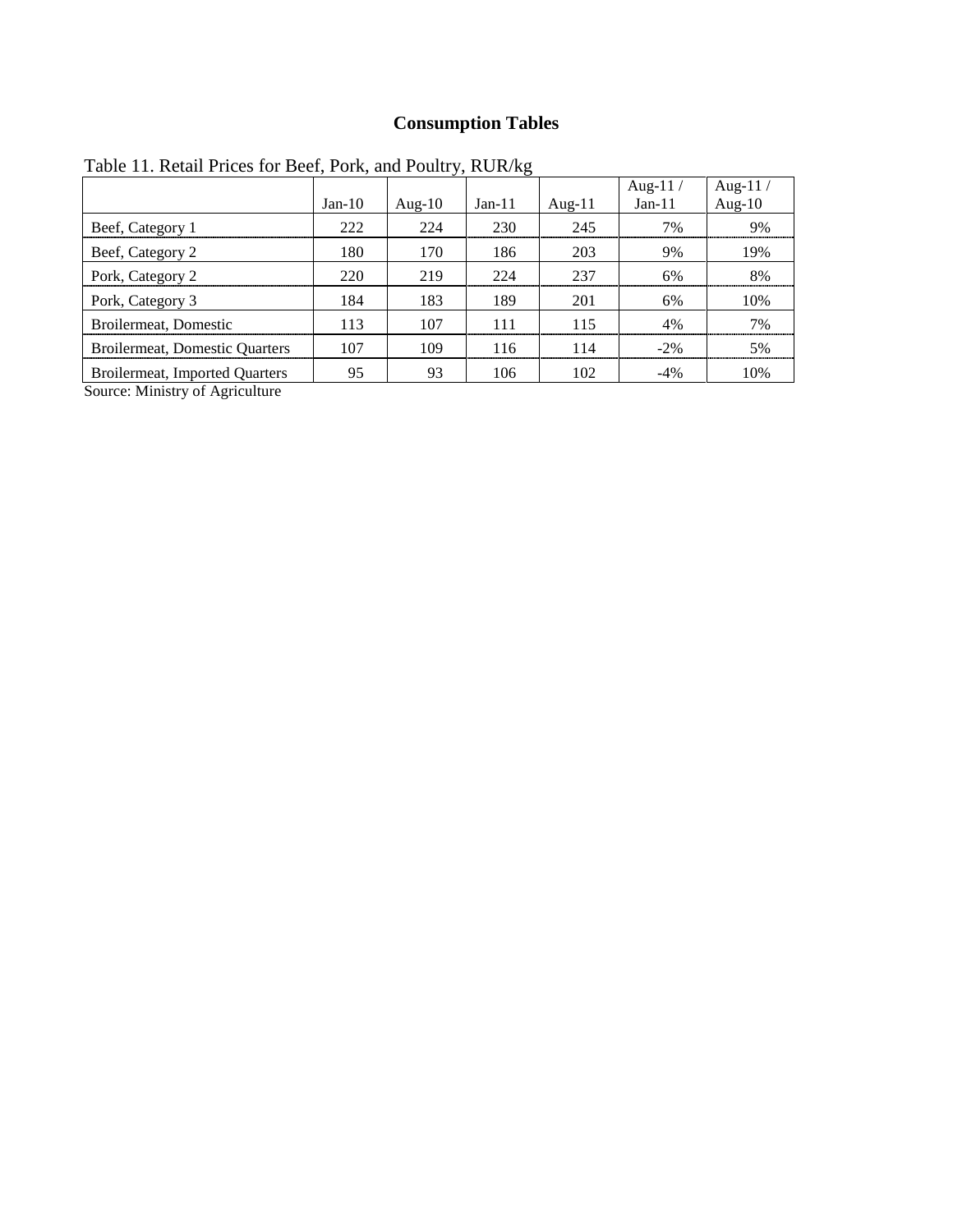# Consumption Tables

Table 11. Retail Prices for Beef, Pork, and Poultry, RUR/kg

| | Jan-10 | Aug-10 | Jan-11 | Aug-11 | Aug-11 / Jan-11 | Aug-11 / Aug-10 |
|---|---|---|---|---|---|---|
| Beef, Category 1 | 222 | 224 | 230 | 245 | 7% | 9% |
| Beef, Category 2 | 180 | 170 | 186 | 203 | 9% | 19% |
| Pork, Category 2 | 220 | 219 | 224 | 237 | 6% | 8% |
| Pork, Category 3 | 184 | 183 | 189 | 201 | 6% | 10% |
| Broilermeat, Domestic | 113 | 107 | 111 | 115 | 4% | 7% |
| Broilermeat, Domestic Quarters | 107 | 109 | 116 | 114 | -2% | 5% |
| Broilermeat, Imported Quarters | 95 | 93 | 106 | 102 | -4% | 10% |

Source: Ministry of Agriculture